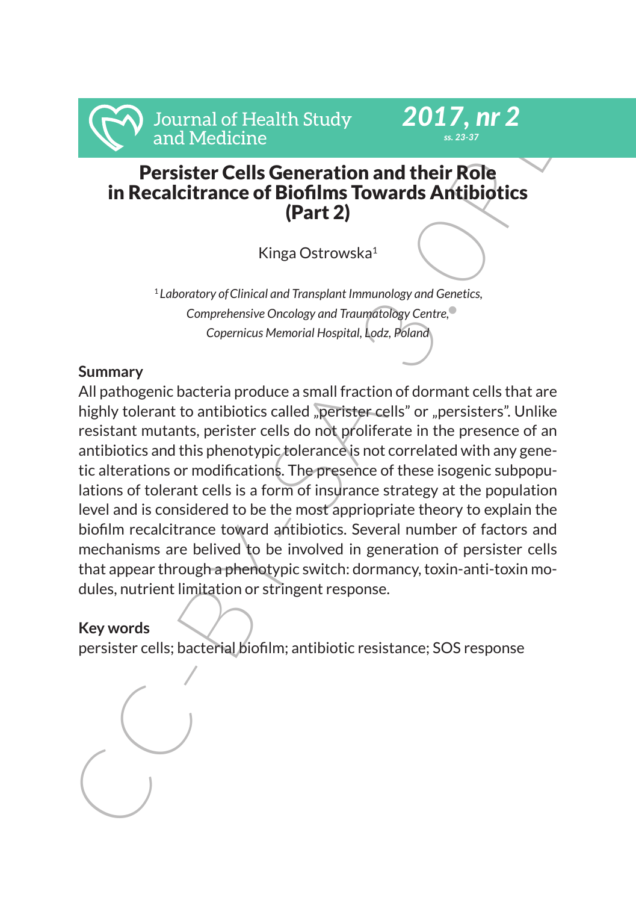# Persister Cells Generation and their Role in Recalcitrance of Biofilms Towards Antibiotics (Part 2)

Kinga Ostrowska[1]

[1] *Laboratory of Clinical and Transplant Immunology and Genetics, Comprehensive Oncology and Traumatology Centre, Copernicus Memorial Hospital, Lodz, Poland*

## Summary

All pathogenic bacteria produce a small fraction of dormant cells that are highly tolerant to antibiotics called „perister cells" or „persisters". Unlike resistant mutants, perister cells do not proliferate in the presence of an antibiotics and this phenotypic tolerance is not correlated with any genetic alterations or modifications. The presence of these isogenic subpopulations of tolerant cells is a form of insurance strategy at the population level and is considered to be the most appriopriate theory to explain the biofilm recalcitrance toward antibiotics. Several number of factors and mechanisms are belived to be involved in generation of persister cells that appear through a phenotypic switch: dormancy, toxin-anti-toxin modules, nutrient limitation or stringent response.

## Key words

persister cells; bacterial biofilm; antibiotic resistance; SOS response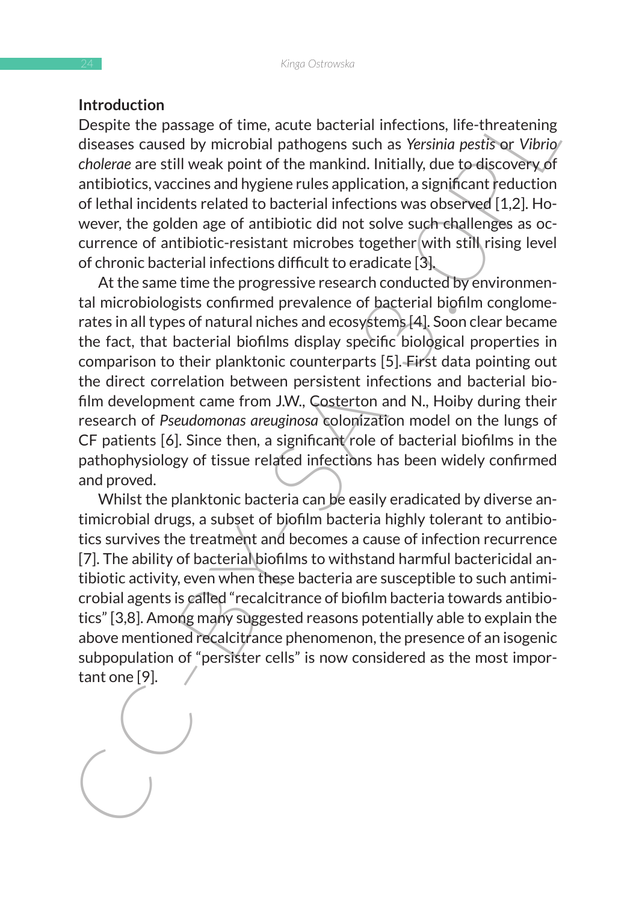## Introduction

Despite the passage of time, acute bacterial infections, life-threatening diseases caused by microbial pathogens such as *Yersinia pestis* or *Vibrio cholerae* are still weak point of the mankind. Initially, due to discovery of antibiotics, vaccines and hygiene rules application, a significant reduction of lethal incidents related to bacterial infections was observed [1,2]. However, the golden age of antibiotic did not solve such challenges as occurrence of antibiotic-resistant microbes together with still rising level of chronic bacterial infections difficult to eradicate [3].

At the same time the progressive research conducted by environmental microbiologists confirmed prevalence of bacterial biofilm conglomerates in all types of natural niches and ecosystems [4]. Soon clear became the fact, that bacterial biofilms display specific biological properties in comparison to their planktonic counterparts [5]. First data pointing out the direct correlation between persistent infections and bacterial biofilm development came from J.W., Costerton and N., Hoiby during their research of *Pseudomonas areuginosa* colonization model on the lungs of CF patients [6]. Since then, a significant role of bacterial biofilms in the pathophysiology of tissue related infections has been widely confirmed and proved.

Whilst the planktonic bacteria can be easily eradicated by diverse antimicrobial drugs, a subset of biofilm bacteria highly tolerant to antibiotics survives the treatment and becomes a cause of infection recurrence [7]. The ability of bacterial biofilms to withstand harmful bactericidal antibiotic activity, even when these bacteria are susceptible to such antimicrobial agents is called "recalcitrance of biofilm bacteria towards antibiotics" [3,8]. Among many suggested reasons potentially able to explain the above mentioned recalcitrance phenomenon, the presence of an isogenic subpopulation of "persister cells" is now considered as the most important one [9].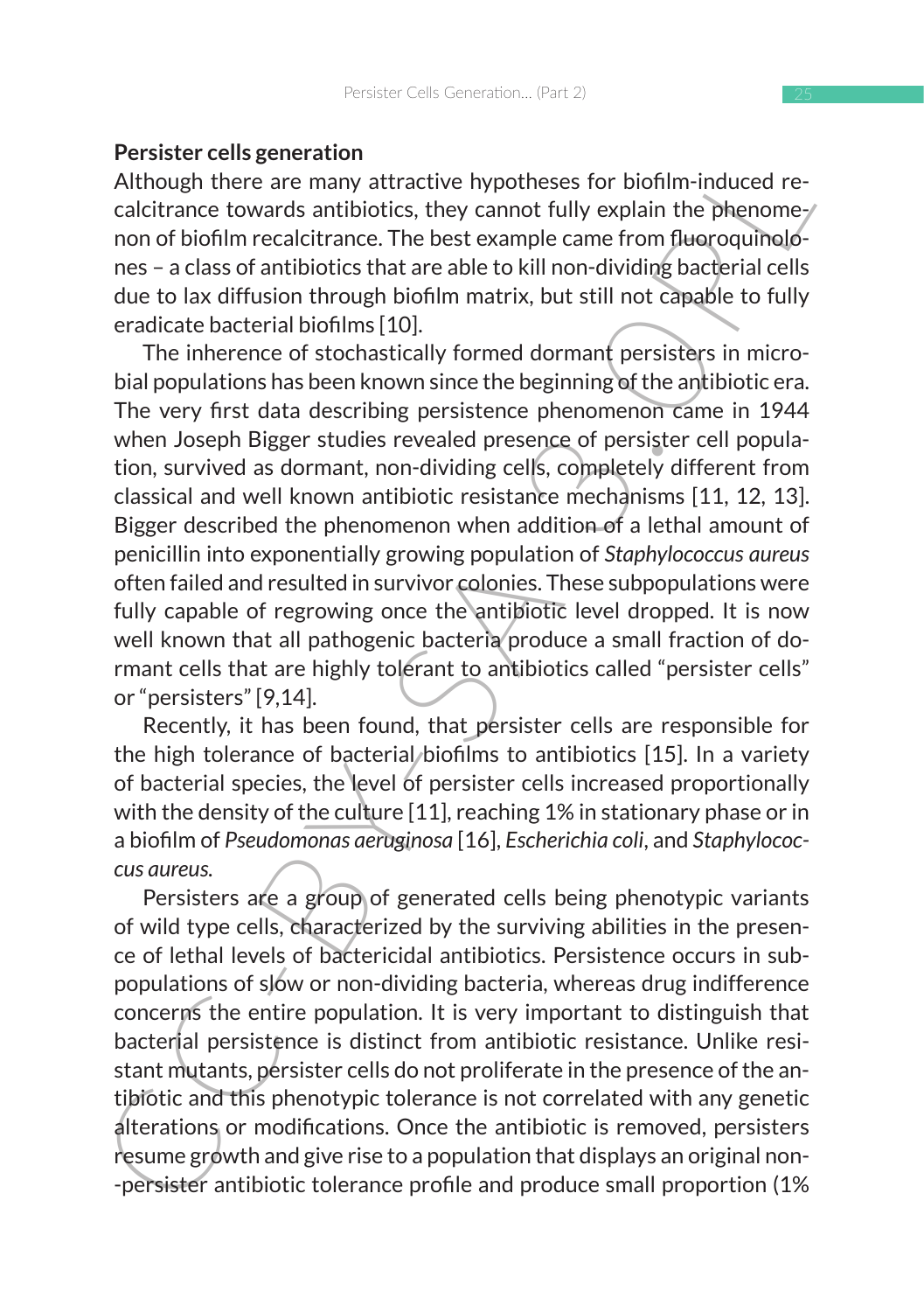**Persister cells generation**

Although there are many attractive hypotheses for biofilm-induced recalcitrance towards antibiotics, they cannot fully explain the phenomenon of biofilm recalcitrance. The best example came from fluoroquinolones – a class of antibiotics that are able to kill non-dividing bacterial cells due to lax diffusion through biofilm matrix, but still not capable to fully eradicate bacterial biofilms [10].

The inherence of stochastically formed dormant persisters in microbial populations has been known since the beginning of the antibiotic era. The very first data describing persistence phenomenon came in 1944 when Joseph Bigger studies revealed presence of persister cell population, survived as dormant, non-dividing cells, completely different from classical and well known antibiotic resistance mechanisms [11, 12, 13]. Bigger described the phenomenon when addition of a lethal amount of penicillin into exponentially growing population of *Staphylococcus aureus* often failed and resulted in survivor colonies. These subpopulations were fully capable of regrowing once the antibiotic level dropped. It is now well known that all pathogenic bacteria produce a small fraction of dormant cells that are highly tolerant to antibiotics called "persister cells" or "persisters" [9,14].

Recently, it has been found, that persister cells are responsible for the high tolerance of bacterial biofilms to antibiotics [15]. In a variety of bacterial species, the level of persister cells increased proportionally with the density of the culture [11], reaching 1% in stationary phase or in a biofilm of *Pseudomonas aeruginosa* [16], *Escherichia coli*, and *Staphylococcus aureus.*

Persisters are a group of generated cells being phenotypic variants of wild type cells, characterized by the surviving abilities in the presence of lethal levels of bactericidal antibiotics. Persistence occurs in subpopulations of slow or non-dividing bacteria, whereas drug indifference concerns the entire population. It is very important to distinguish that bacterial persistence is distinct from antibiotic resistance. Unlike resistant mutants, persister cells do not proliferate in the presence of the antibiotic and this phenotypic tolerance is not correlated with any genetic alterations or modifications. Once the antibiotic is removed, persisters resume growth and give rise to a population that displays an original non--persister antibiotic tolerance profile and produce small proportion (1%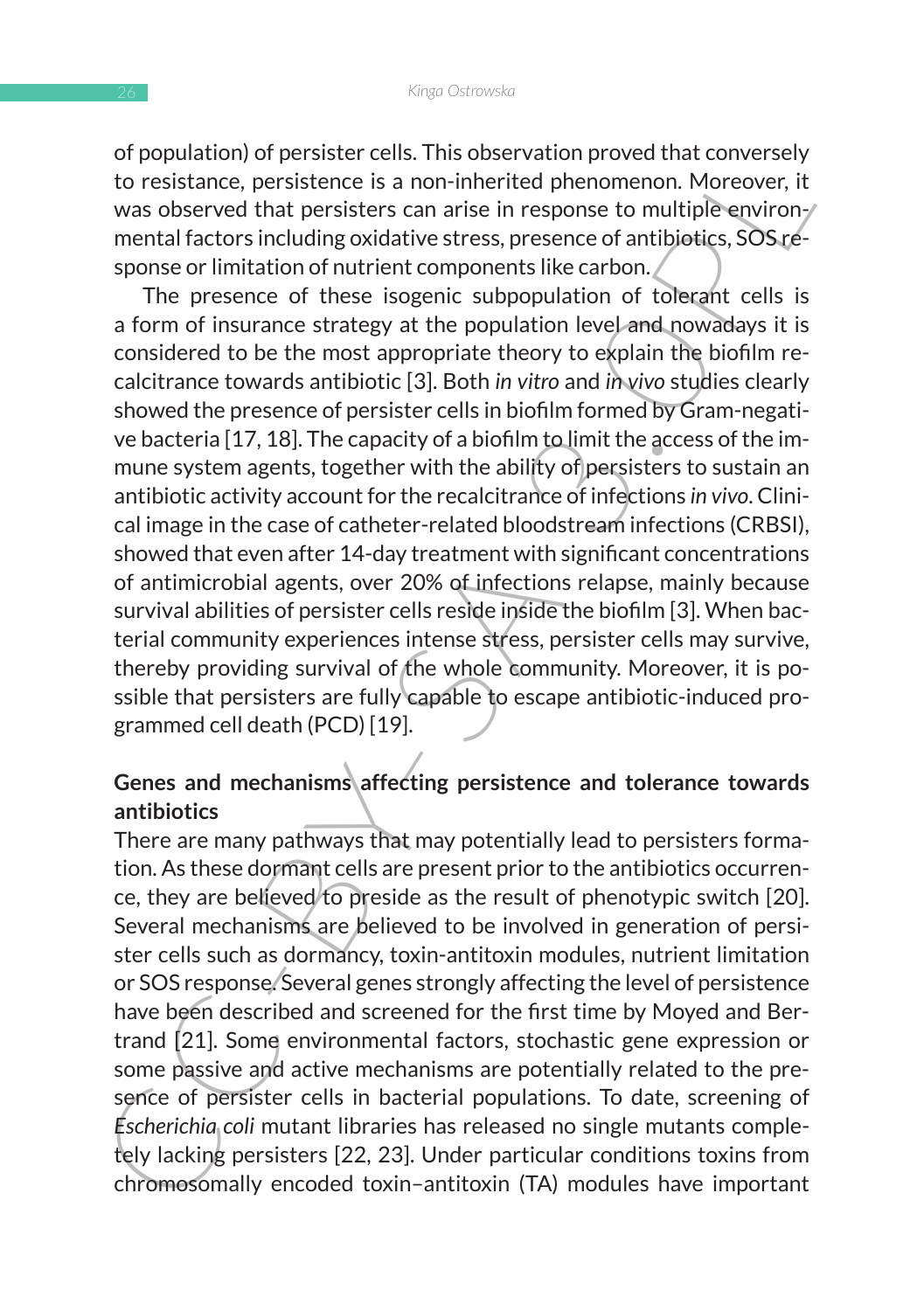of population) of persister cells. This observation proved that conversely to resistance, persistence is a non-inherited phenomenon. Moreover, it was observed that persisters can arise in response to multiple environmental factors including oxidative stress, presence of antibiotics, SOS response or limitation of nutrient components like carbon.

The presence of these isogenic subpopulation of tolerant cells is a form of insurance strategy at the population level and nowadays it is considered to be the most appropriate theory to explain the biofilm recalcitrance towards antibiotic [3]. Both *in vitro* and *in vivo* studies clearly showed the presence of persister cells in biofilm formed by Gram-negative bacteria [17, 18]. The capacity of a biofilm to limit the access of the immune system agents, together with the ability of persisters to sustain an antibiotic activity account for the recalcitrance of infections *in vivo*. Clinical image in the case of catheter-related bloodstream infections (CRBSI), showed that even after 14-day treatment with significant concentrations of antimicrobial agents, over 20% of infections relapse, mainly because survival abilities of persister cells reside inside the biofilm [3]. When bacterial community experiences intense stress, persister cells may survive, thereby providing survival of the whole community. Moreover, it is possible that persisters are fully capable to escape antibiotic-induced programmed cell death (PCD) [19].

## Genes and mechanisms affecting persistence and tolerance towards antibiotics

There are many pathways that may potentially lead to persisters formation. As these dormant cells are present prior to the antibiotics occurrence, they are believed to preside as the result of phenotypic switch [20]. Several mechanisms are believed to be involved in generation of persister cells such as dormancy, toxin-antitoxin modules, nutrient limitation or SOS response. Several genes strongly affecting the level of persistence have been described and screened for the first time by Moyed and Bertrand [21]. Some environmental factors, stochastic gene expression or some passive and active mechanisms are potentially related to the presence of persister cells in bacterial populations. To date, screening of *Escherichia coli* mutant libraries has released no single mutants completely lacking persisters [22, 23]. Under particular conditions toxins from chromosomally encoded toxin–antitoxin (TA) modules have important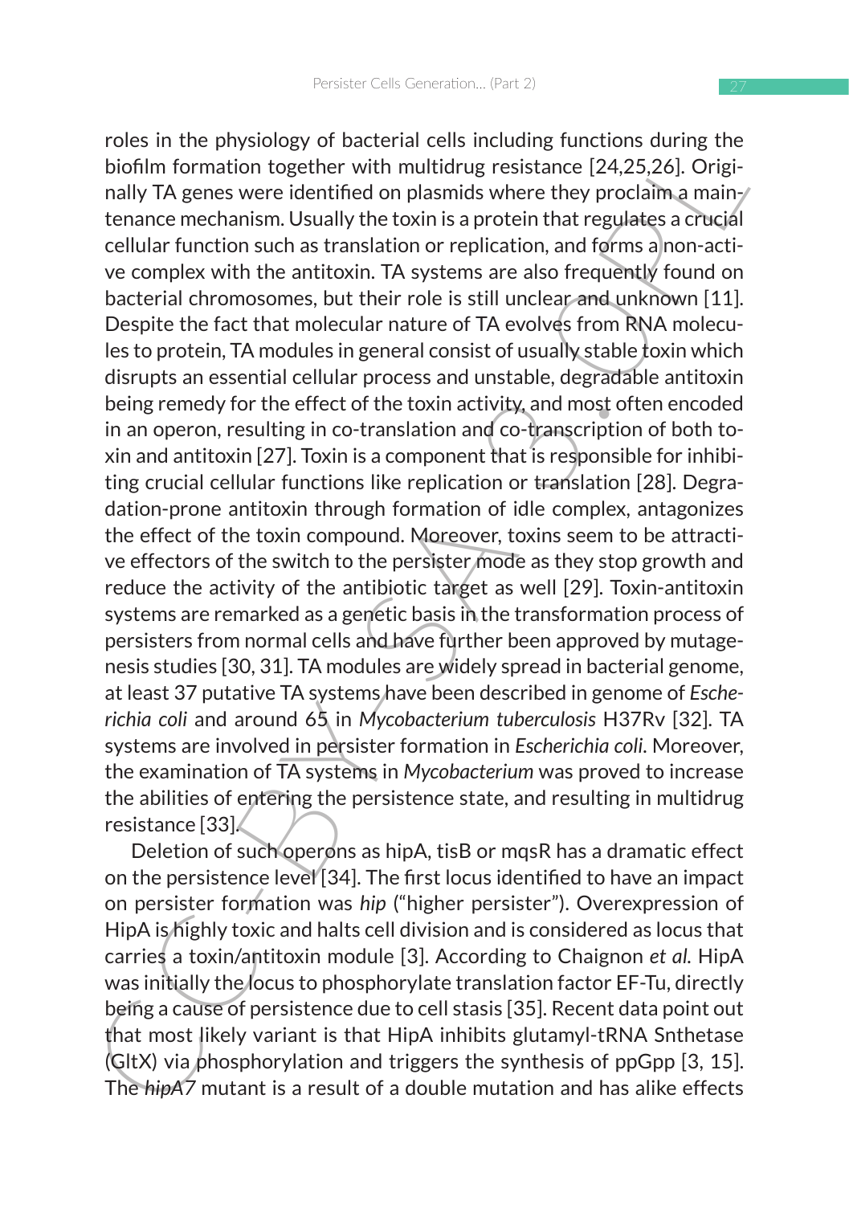roles in the physiology of bacterial cells including functions during the biofilm formation together with multidrug resistance [24,25,26]. Originally TA genes were identified on plasmids where they proclaim a maintenance mechanism. Usually the toxin is a protein that regulates a crucial cellular function such as translation or replication, and forms a non-active complex with the antitoxin. TA systems are also frequently found on bacterial chromosomes, but their role is still unclear and unknown [11]. Despite the fact that molecular nature of TA evolves from RNA molecules to protein, TA modules in general consist of usually stable toxin which disrupts an essential cellular process and unstable, degradable antitoxin being remedy for the effect of the toxin activity, and most often encoded in an operon, resulting in co-translation and co-transcription of both toxin and antitoxin [27]. Toxin is a component that is responsible for inhibiting crucial cellular functions like replication or translation [28]. Degradation-prone antitoxin through formation of idle complex, antagonizes the effect of the toxin compound. Moreover, toxins seem to be attractive effectors of the switch to the persister mode as they stop growth and reduce the activity of the antibiotic target as well [29]. Toxin-antitoxin systems are remarked as a genetic basis in the transformation process of persisters from normal cells and have further been approved by mutagenesis studies [30, 31]. TA modules are widely spread in bacterial genome, at least 37 putative TA systems have been described in genome of *Escherichia coli* and around 65 in *Mycobacterium tuberculosis* H37Rv [32]. TA systems are involved in persister formation in *Escherichia coli*. Moreover, the examination of TA systems in *Mycobacterium* was proved to increase the abilities of entering the persistence state, and resulting in multidrug resistance [33].

Deletion of such operons as hipA, tisB or mqsR has a dramatic effect on the persistence level [34]. The first locus identified to have an impact on persister formation was *hip* ("higher persister"). Overexpression of HipA is highly toxic and halts cell division and is considered as locus that carries a toxin/antitoxin module [3]. According to Chaignon *et al.* HipA was initially the locus to phosphorylate translation factor EF-Tu, directly being a cause of persistence due to cell stasis [35]. Recent data point out that most likely variant is that HipA inhibits glutamyl-tRNA Snthetase (GltX) via phosphorylation and triggers the synthesis of ppGpp [3, 15]. The *hipA7* mutant is a result of a double mutation and has alike effects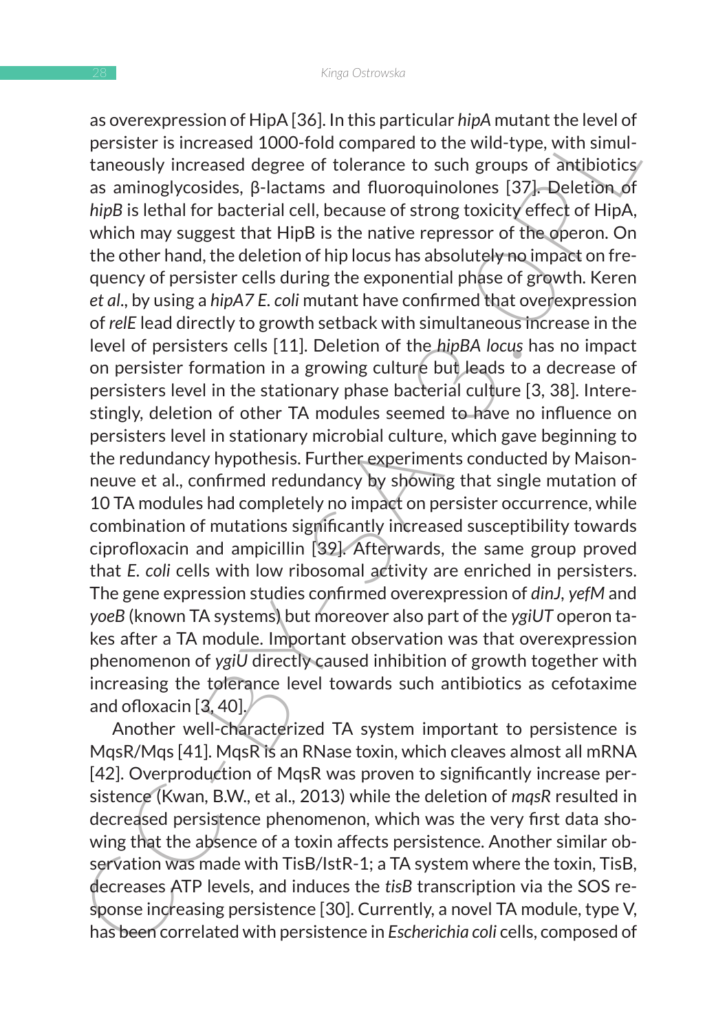as overexpression of HipA [36]. In this particular *hipA* mutant the level of persister is increased 1000-fold compared to the wild-type, with simultaneously increased degree of tolerance to such groups of antibiotics as aminoglycosides, β-lactams and fluoroquinolones [37]. Deletion of *hipB* is lethal for bacterial cell, because of strong toxicity effect of HipA, which may suggest that HipB is the native repressor of the operon. On the other hand, the deletion of hip locus has absolutely no impact on frequency of persister cells during the exponential phase of growth. Keren *et al*., by using a *hipA7 E. coli* mutant have confirmed that overexpression of *relE* lead directly to growth setback with simultaneous increase in the level of persisters cells [11]. Deletion of the *hipBA locus* has no impact on persister formation in a growing culture but leads to a decrease of persisters level in the stationary phase bacterial culture [3, 38]. Interestingly, deletion of other TA modules seemed to have no influence on persisters level in stationary microbial culture, which gave beginning to the redundancy hypothesis. Further experiments conducted by Maisonneuve et al., confirmed redundancy by showing that single mutation of 10 TA modules had completely no impact on persister occurrence, while combination of mutations significantly increased susceptibility towards ciprofloxacin and ampicillin [39]. Afterwards, the same group proved that *E. coli* cells with low ribosomal activity are enriched in persisters. The gene expression studies confirmed overexpression of *dinJ*, *yefM* and *yoeB* (known TA systems) but moreover also part of the *ygiUT* operon takes after a TA module. Important observation was that overexpression phenomenon of *ygiU* directly caused inhibition of growth together with increasing the tolerance level towards such antibiotics as cefotaxime and ofloxacin [3, 40].

Another well-characterized TA system important to persistence is MqsR/Mqs [41]. MqsR is an RNase toxin, which cleaves almost all mRNA [42]. Overproduction of MqsR was proven to significantly increase persistence (Kwan, B.W., et al., 2013) while the deletion of *mqsR* resulted in decreased persistence phenomenon, which was the very first data showing that the absence of a toxin affects persistence. Another similar observation was made with TisB/IstR-1; a TA system where the toxin, TisB, decreases ATP levels, and induces the *tisB* transcription via the SOS response increasing persistence [30]. Currently, a novel TA module, type V, has been correlated with persistence in *Escherichia coli* cells, composed of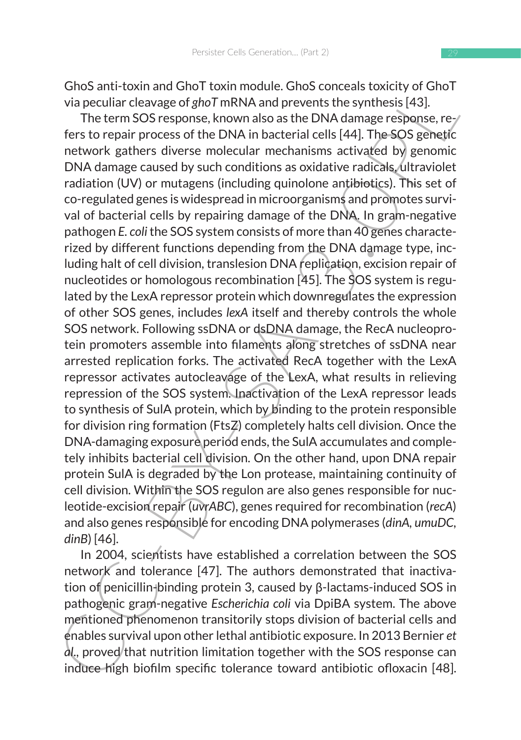GhoS anti-toxin and GhoT toxin module. GhoS conceals toxicity of GhoT via peculiar cleavage of *ghoT* mRNA and prevents the synthesis [43].

The term SOS response, known also as the DNA damage response, refers to repair process of the DNA in bacterial cells [44]. The SOS genetic network gathers diverse molecular mechanisms activated by genomic DNA damage caused by such conditions as oxidative radicals, ultraviolet radiation (UV) or mutagens (including quinolone antibiotics). This set of co-regulated genes is widespread in microorganisms and promotes survival of bacterial cells by repairing damage of the DNA. In gram-negative pathogen *E. coli* the SOS system consists of more than 40 genes characterized by different functions depending from the DNA damage type, including halt of cell division, translesion DNA replication, excision repair of nucleotides or homologous recombination [45]. The SOS system is regulated by the LexA repressor protein which downregulates the expression of other SOS genes, includes *lexA* itself and thereby controls the whole SOS network. Following ssDNA or dsDNA damage, the RecA nucleoprotein promoters assemble into filaments along stretches of ssDNA near arrested replication forks. The activated RecA together with the LexA repressor activates autocleavage of the LexA, what results in relieving repression of the SOS system. Inactivation of the LexA repressor leads to synthesis of SulA protein, which by binding to the protein responsible for division ring formation (FtsZ) completely halts cell division. Once the DNA-damaging exposure period ends, the SulA accumulates and completely inhibits bacterial cell division. On the other hand, upon DNA repair protein SulA is degraded by the Lon protease, maintaining continuity of cell division. Within the SOS regulon are also genes responsible for nucleotide-excision repair (*uvrABC*), genes required for recombination (*recA*) and also genes responsible for encoding DNA polymerases (*dinA*, *umuDC*, *dinB*) [46].

In 2004, scientists have established a correlation between the SOS network and tolerance [47]. The authors demonstrated that inactivation of penicillin-binding protein 3, caused by β-lactams-induced SOS in pathogenic gram-negative *Escherichia coli* via DpiBA system. The above mentioned phenomenon transitorily stops division of bacterial cells and enables survival upon other lethal antibiotic exposure. In 2013 Bernier *et al.*, proved that nutrition limitation together with the SOS response can induce high biofilm specific tolerance toward antibiotic ofloxacin [48].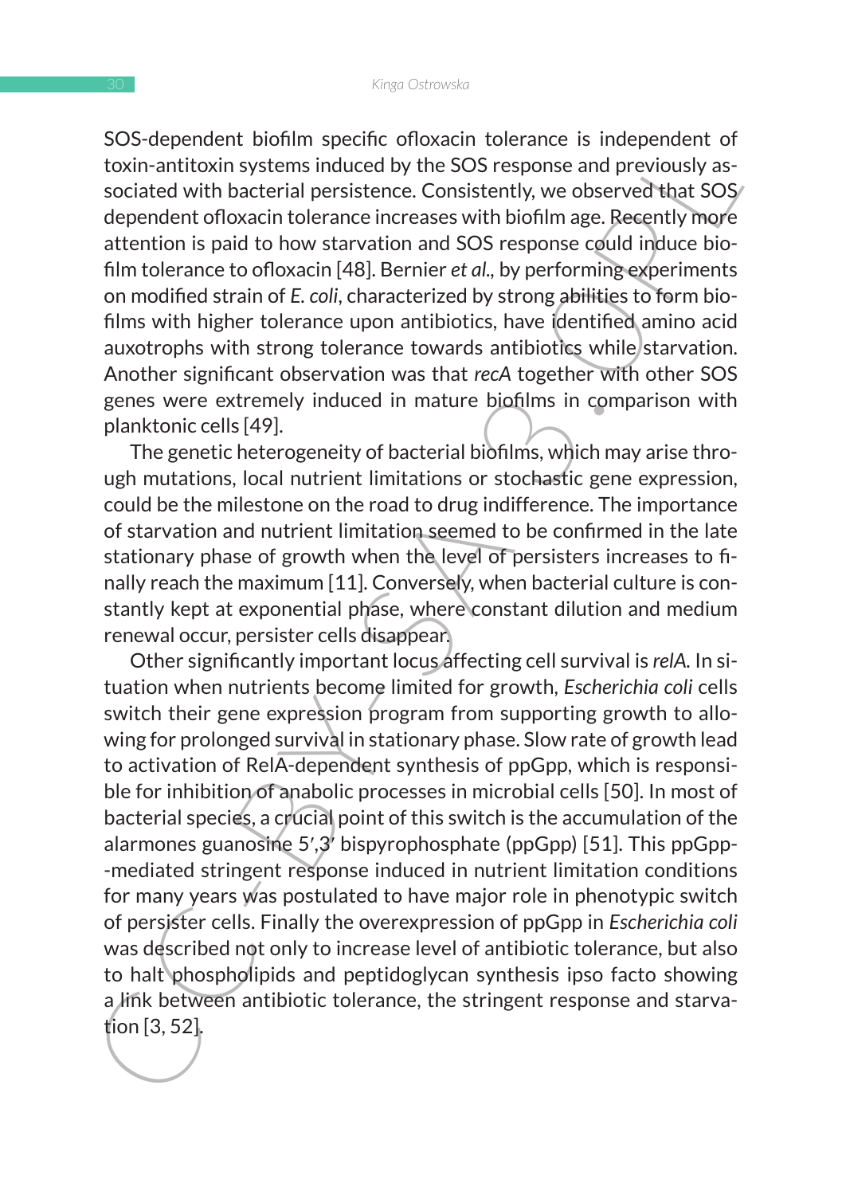SOS-dependent biofilm specific ofloxacin tolerance is independent of toxin-antitoxin systems induced by the SOS response and previously associated with bacterial persistence. Consistently, we observed that SOS dependent ofloxacin tolerance increases with biofilm age. Recently more attention is paid to how starvation and SOS response could induce biofilm tolerance to ofloxacin [48]. Bernier *et al.*, by performing experiments on modified strain of *E. coli*, characterized by strong abilities to form biofilms with higher tolerance upon antibiotics, have identified amino acid auxotrophs with strong tolerance towards antibiotics while starvation. Another significant observation was that *recA* together with other SOS genes were extremely induced in mature biofilms in comparison with planktonic cells [49].

The genetic heterogeneity of bacterial biofilms, which may arise through mutations, local nutrient limitations or stochastic gene expression, could be the milestone on the road to drug indifference. The importance of starvation and nutrient limitation seemed to be confirmed in the late stationary phase of growth when the level of persisters increases to finally reach the maximum [11]. Conversely, when bacterial culture is constantly kept at exponential phase, where constant dilution and medium renewal occur, persister cells disappear.

Other significantly important locus affecting cell survival is *relA*. In situation when nutrients become limited for growth, *Escherichia coli* cells switch their gene expression program from supporting growth to allowing for prolonged survival in stationary phase. Slow rate of growth lead to activation of RelA-dependent synthesis of ppGpp, which is responsible for inhibition of anabolic processes in microbial cells [50]. In most of bacterial species, a crucial point of this switch is the accumulation of the alarmones guanosine 5′,3′ bispyrophosphate (ppGpp) [51]. This ppGpp-mediated stringent response induced in nutrient limitation conditions for many years was postulated to have major role in phenotypic switch of persister cells. Finally the overexpression of ppGpp in *Escherichia coli* was described not only to increase level of antibiotic tolerance, but also to halt phospholipids and peptidoglycan synthesis ipso facto showing a link between antibiotic tolerance, the stringent response and starvation [3, 52].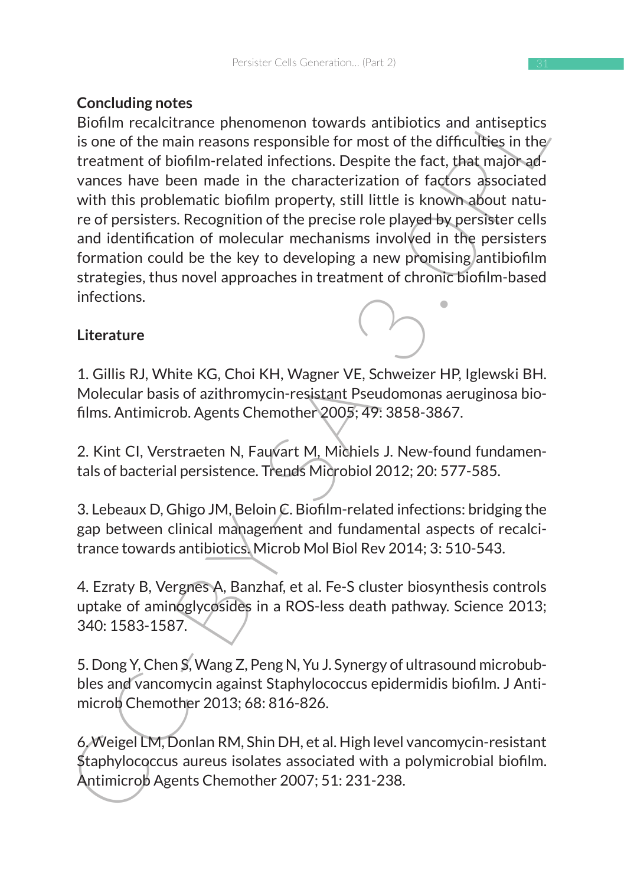## Concluding notes

Biofilm recalcitrance phenomenon towards antibiotics and antiseptics is one of the main reasons responsible for most of the difficulties in the treatment of biofilm-related infections. Despite the fact, that major advances have been made in the characterization of factors associated with this problematic biofilm property, still little is known about nature of persisters. Recognition of the precise role played by persister cells and identification of molecular mechanisms involved in the persisters formation could be the key to developing a new promising antibiofilm strategies, thus novel approaches in treatment of chronic biofilm-based infections.

## Literature

1. Gillis RJ, White KG, Choi KH, Wagner VE, Schweizer HP, Iglewski BH. Molecular basis of azithromycin-resistant Pseudomonas aeruginosa biofilms. Antimicrob. Agents Chemother 2005; 49: 3858-3867.

2. Kint CI, Verstraeten N, Fauvart M, Michiels J. New-found fundamentals of bacterial persistence. Trends Microbiol 2012; 20: 577-585.

3. Lebeaux D, Ghigo JM, Beloin C. Biofilm-related infections: bridging the gap between clinical management and fundamental aspects of recalcitrance towards antibiotics. Microb Mol Biol Rev 2014; 3: 510-543.

4. Ezraty B, Vergnes A, Banzhaf, et al. Fe-S cluster biosynthesis controls uptake of aminoglycosides in a ROS-less death pathway. Science 2013; 340: 1583-1587.

5. Dong Y, Chen S, Wang Z, Peng N, Yu J. Synergy of ultrasound microbubbles and vancomycin against Staphylococcus epidermidis biofilm. J Antimicrob Chemother 2013; 68: 816-826.

6. Weigel LM, Donlan RM, Shin DH, et al. High level vancomycin-resistant Staphylococcus aureus isolates associated with a polymicrobial biofilm. Antimicrob Agents Chemother 2007; 51: 231-238.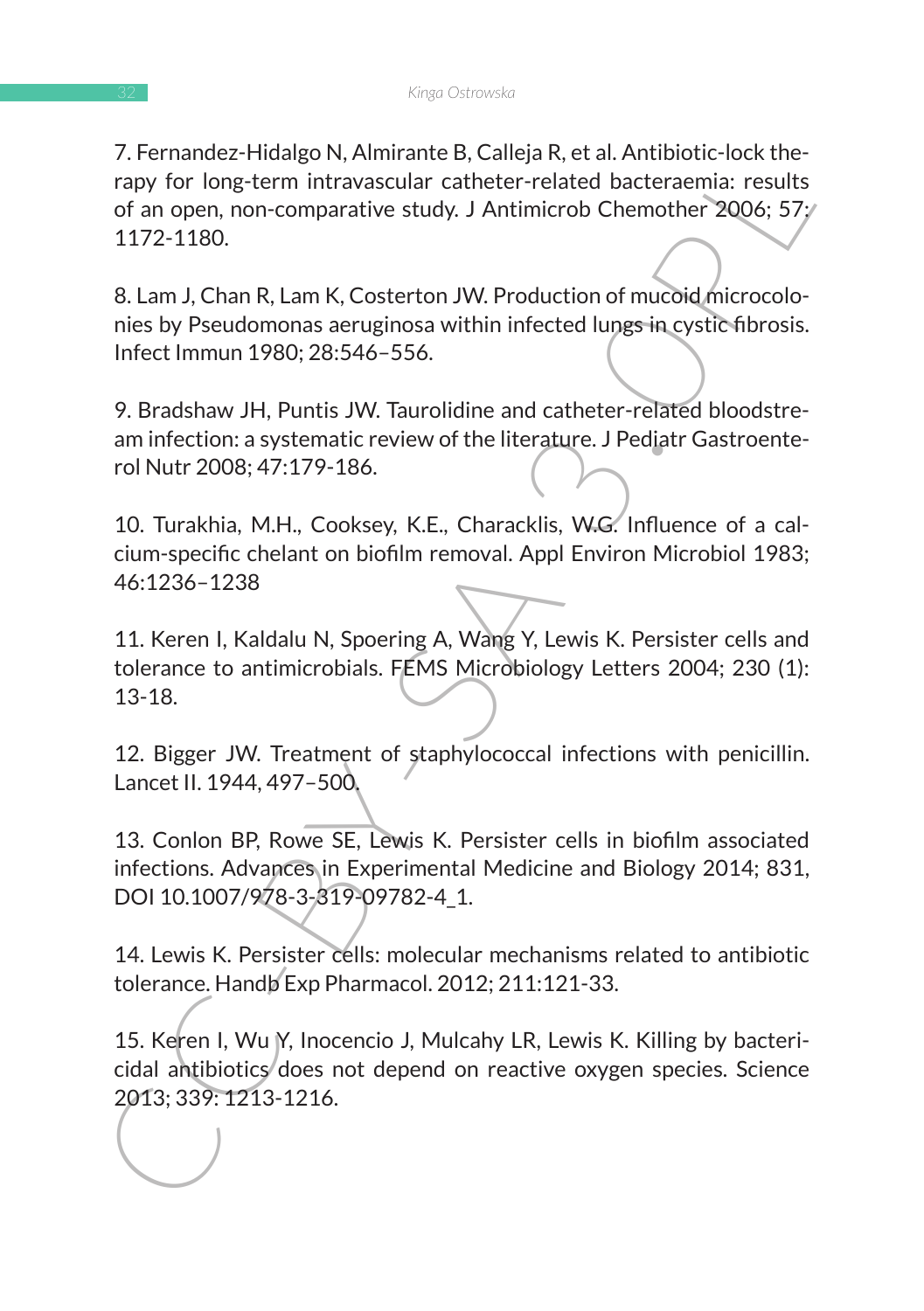7. Fernandez-Hidalgo N, Almirante B, Calleja R, et al. Antibiotic-lock therapy for long-term intravascular catheter-related bacteraemia: results of an open, non-comparative study. J Antimicrob Chemother 2006; 57: 1172-1180.

8. Lam J, Chan R, Lam K, Costerton JW. Production of mucoid microcolonies by Pseudomonas aeruginosa within infected lungs in cystic fibrosis. Infect Immun 1980; 28:546–556.

9. Bradshaw JH, Puntis JW. Taurolidine and catheter-related bloodstream infection: a systematic review of the literature. J Pediatr Gastroenterol Nutr 2008; 47:179-186.

10. Turakhia, M.H., Cooksey, K.E., Characklis, W.G. Influence of a calcium-specific chelant on biofilm removal. Appl Environ Microbiol 1983; 46:1236–1238

11. Keren I, Kaldalu N, Spoering A, Wang Y, Lewis K. Persister cells and tolerance to antimicrobials. FEMS Microbiology Letters 2004; 230 (1): 13-18.

12. Bigger JW. Treatment of staphylococcal infections with penicillin. Lancet II. 1944, 497–500.

13. Conlon BP, Rowe SE, Lewis K. Persister cells in biofilm associated infections. Advances in Experimental Medicine and Biology 2014; 831, DOI 10.1007/978-3-319-09782-4_1.

14. Lewis K. Persister cells: molecular mechanisms related to antibiotic tolerance. Handb Exp Pharmacol. 2012; 211:121-33.

15. Keren I, Wu Y, Inocencio J, Mulcahy LR, Lewis K. Killing by bactericidal antibiotics does not depend on reactive oxygen species. Science 2013; 339: 1213-1216.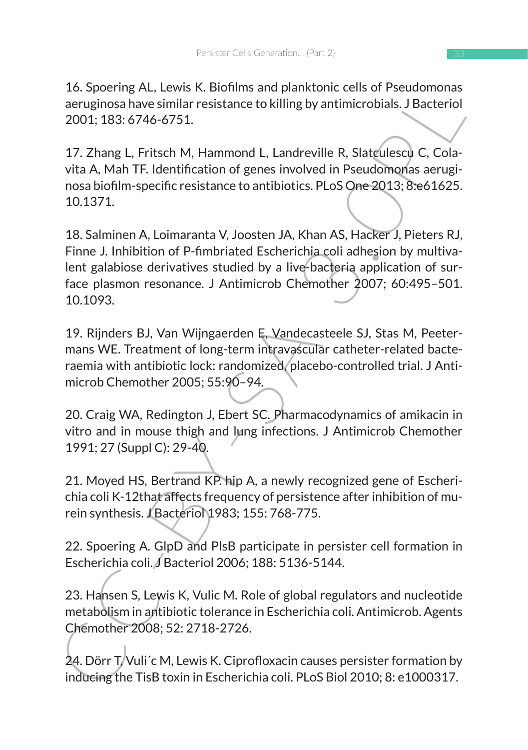16. Spoering AL, Lewis K. Biofilms and planktonic cells of Pseudomonas aeruginosa have similar resistance to killing by antimicrobials. J Bacteriol 2001; 183: 6746-6751.

17. Zhang L, Fritsch M, Hammond L, Landreville R, Slatculescu C, Colavita A, Mah TF. Identification of genes involved in Pseudomonas aeruginosa biofilm-specific resistance to antibiotics. PLoS One 2013; 8:e61625. 10.1371.

18. Salminen A, Loimaranta V, Joosten JA, Khan AS, Hacker J, Pieters RJ, Finne J. Inhibition of P-fimbriated Escherichia coli adhesion by multivalent galabiose derivatives studied by a live-bacteria application of surface plasmon resonance. J Antimicrob Chemother 2007; 60:495–501. 10.1093.

19. Rijnders BJ, Van Wijngaerden E, Vandecasteele SJ, Stas M, Peetermans WE. Treatment of long-term intravascular catheter-related bacteraemia with antibiotic lock: randomized, placebo-controlled trial. J Antimicrob Chemother 2005; 55:90–94.

20. Craig WA, Redington J, Ebert SC. Pharmacodynamics of amikacin in vitro and in mouse thigh and lung infections. J Antimicrob Chemother 1991; 27 (Suppl C): 29-40.

21. Moyed HS, Bertrand KP. hip A, a newly recognized gene of Escherichia coli K-12that affects frequency of persistence after inhibition of murein synthesis. J Bacteriol 1983; 155: 768-775.

22. Spoering A. GlpD and PlsB participate in persister cell formation in Escherichia coli. J Bacteriol 2006; 188: 5136-5144.

23. Hansen S, Lewis K, Vulic M. Role of global regulators and nucleotide metabolism in antibiotic tolerance in Escherichia coli. Antimicrob. Agents Chemother 2008; 52: 2718-2726.

24. Dörr T, Vuli´c M, Lewis K. Ciprofloxacin causes persister formation by inducing the TisB toxin in Escherichia coli. PLoS Biol 2010; 8: e1000317.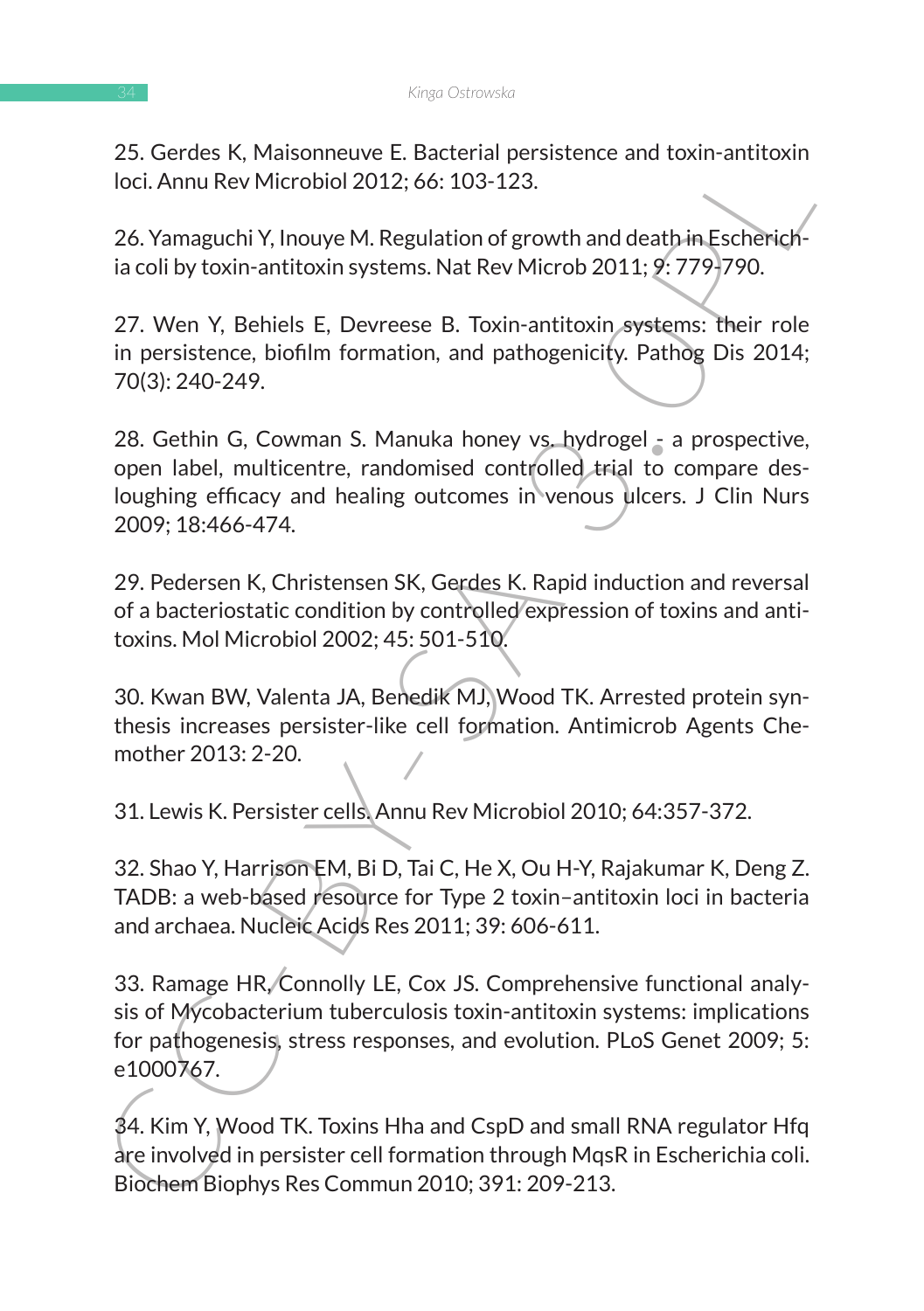25. Gerdes K, Maisonneuve E. Bacterial persistence and toxin-antitoxin loci. Annu Rev Microbiol 2012; 66: 103-123.

26. Yamaguchi Y, Inouye M. Regulation of growth and death in Escherichia coli by toxin-antitoxin systems. Nat Rev Microb 2011; 9: 779-790.

27. Wen Y, Behiels E, Devreese B. Toxin-antitoxin systems: their role in persistence, biofilm formation, and pathogenicity. Pathog Dis 2014; 70(3): 240-249.

28. Gethin G, Cowman S. Manuka honey vs. hydrogel - a prospective, open label, multicentre, randomised controlled trial to compare desloughing efficacy and healing outcomes in venous ulcers. J Clin Nurs 2009; 18:466-474.

29. Pedersen K, Christensen SK, Gerdes K. Rapid induction and reversal of a bacteriostatic condition by controlled expression of toxins and antitoxins. Mol Microbiol 2002; 45: 501-510.

30. Kwan BW, Valenta JA, Benedik MJ, Wood TK. Arrested protein synthesis increases persister-like cell formation. Antimicrob Agents Chemother 2013: 2-20.

31. Lewis K. Persister cells. Annu Rev Microbiol 2010; 64:357-372.

32. Shao Y, Harrison EM, Bi D, Tai C, He X, Ou H-Y, Rajakumar K, Deng Z. TADB: a web-based resource for Type 2 toxin–antitoxin loci in bacteria and archaea. Nucleic Acids Res 2011; 39: 606-611.

33. Ramage HR, Connolly LE, Cox JS. Comprehensive functional analysis of Mycobacterium tuberculosis toxin-antitoxin systems: implications for pathogenesis, stress responses, and evolution. PLoS Genet 2009; 5: e1000767.

34. Kim Y, Wood TK. Toxins Hha and CspD and small RNA regulator Hfq are involved in persister cell formation through MqsR in Escherichia coli. Biochem Biophys Res Commun 2010; 391: 209-213.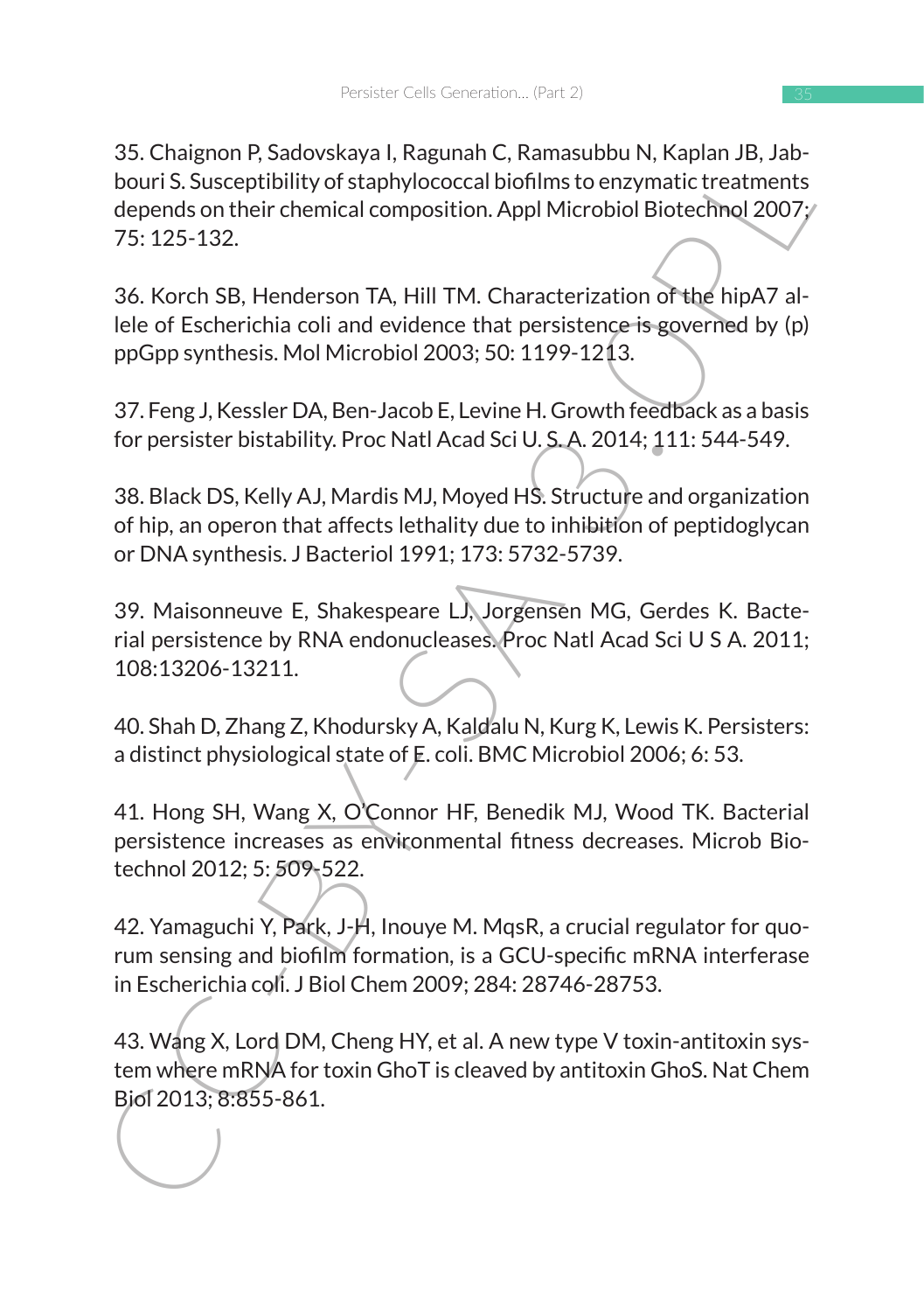35. Chaignon P, Sadovskaya I, Ragunah C, Ramasubbu N, Kaplan JB, Jabbouri S. Susceptibility of staphylococcal biofilms to enzymatic treatments depends on their chemical composition. Appl Microbiol Biotechnol 2007; 75: 125-132.

36. Korch SB, Henderson TA, Hill TM. Characterization of the hipA7 allele of Escherichia coli and evidence that persistence is governed by (p)ppGpp synthesis. Mol Microbiol 2003; 50: 1199-1213.

37. Feng J, Kessler DA, Ben-Jacob E, Levine H. Growth feedback as a basis for persister bistability. Proc Natl Acad Sci U. S. A. 2014; 111: 544-549.

38. Black DS, Kelly AJ, Mardis MJ, Moyed HS. Structure and organization of hip, an operon that affects lethality due to inhibition of peptidoglycan or DNA synthesis. J Bacteriol 1991; 173: 5732-5739.

39. Maisonneuve E, Shakespeare LJ, Jorgensen MG, Gerdes K. Bacterial persistence by RNA endonucleases. Proc Natl Acad Sci U S A. 2011; 108:13206-13211.

40. Shah D, Zhang Z, Khodursky A, Kaldalu N, Kurg K, Lewis K. Persisters: a distinct physiological state of E. coli. BMC Microbiol 2006; 6: 53.

41. Hong SH, Wang X, O'Connor HF, Benedik MJ, Wood TK. Bacterial persistence increases as environmental fitness decreases. Microb Biotechnol 2012; 5: 509-522.

42. Yamaguchi Y, Park, J-H, Inouye M. MqsR, a crucial regulator for quorum sensing and biofilm formation, is a GCU-specific mRNA interferase in Escherichia coli. J Biol Chem 2009; 284: 28746-28753.

43. Wang X, Lord DM, Cheng HY, et al. A new type V toxin-antitoxin system where mRNA for toxin GhoT is cleaved by antitoxin GhoS. Nat Chem Biol 2013; 8:855-861.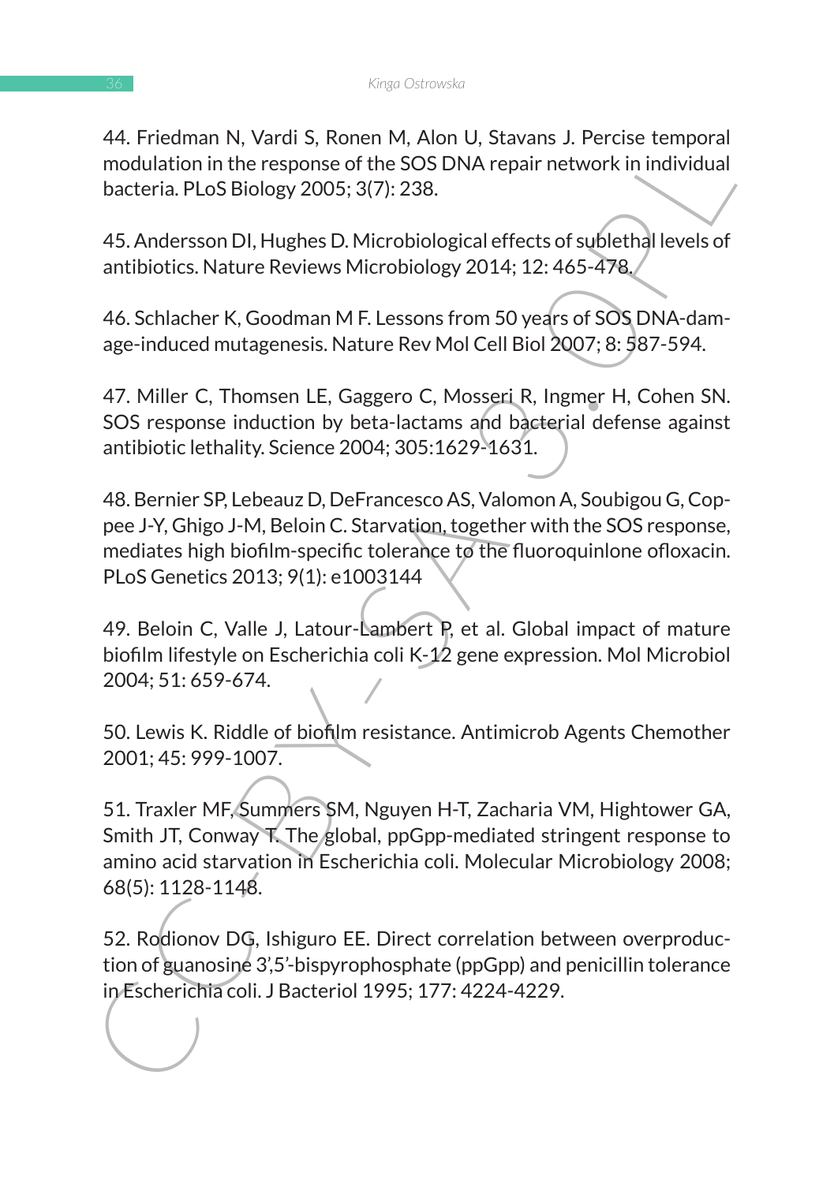44. Friedman N, Vardi S, Ronen M, Alon U, Stavans J. Percise temporal modulation in the response of the SOS DNA repair network in individual bacteria. PLoS Biology 2005; 3(7): 238.

45. Andersson DI, Hughes D. Microbiological effects of sublethal levels of antibiotics. Nature Reviews Microbiology 2014; 12: 465-478.

46. Schlacher K, Goodman M F. Lessons from 50 years of SOS DNA-damage-induced mutagenesis. Nature Rev Mol Cell Biol 2007; 8: 587-594.

47. Miller C, Thomsen LE, Gaggero C, Mosseri R, Ingmer H, Cohen SN. SOS response induction by beta-lactams and bacterial defense against antibiotic lethality. Science 2004; 305:1629-1631.

48. Bernier SP, Lebeauz D, DeFrancesco AS, Valomon A, Soubigou G, Coppee J-Y, Ghigo J-M, Beloin C. Starvation, together with the SOS response, mediates high biofilm-specific tolerance to the fluoroquinlone ofloxacin. PLoS Genetics 2013; 9(1): e1003144

49. Beloin C, Valle J, Latour-Lambert P, et al. Global impact of mature biofilm lifestyle on Escherichia coli K-12 gene expression. Mol Microbiol 2004; 51: 659-674.

50. Lewis K. Riddle of biofilm resistance. Antimicrob Agents Chemother 2001; 45: 999-1007.

51. Traxler MF, Summers SM, Nguyen H-T, Zacharia VM, Hightower GA, Smith JT, Conway T. The global, ppGpp-mediated stringent response to amino acid starvation in Escherichia coli. Molecular Microbiology 2008; 68(5): 1128-1148.

52. Rodionov DG, Ishiguro EE. Direct correlation between overproduction of guanosine 3',5'-bispyrophosphate (ppGpp) and penicillin tolerance in Escherichia coli. J Bacteriol 1995; 177: 4224-4229.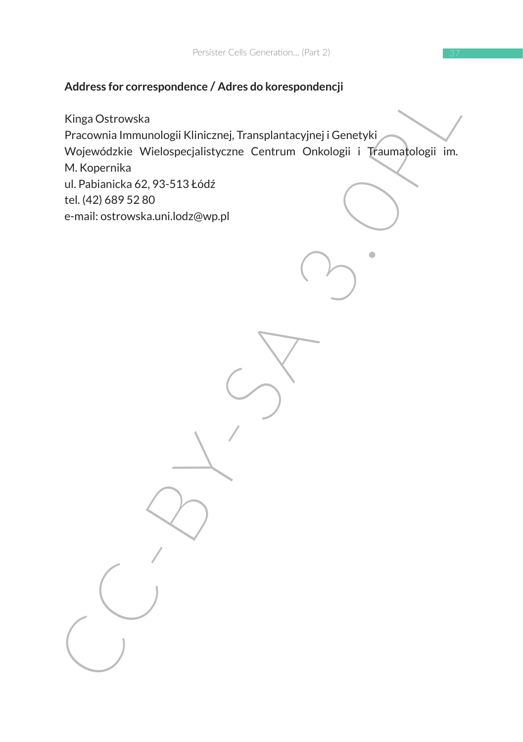**Address for correspondence / Adres do korespondencji**

Kinga Ostrowska  
Pracownia Immunologii Klinicznej, Transplantacyjnej i Genetyki  
Wojewódzkie Wielospecjalistyczne Centrum Onkologii i Traumatologii im. M. Kopernika  
ul. Pabianicka 62, 93-513 Łódź  
tel. (42) 689 52 80  
e-mail: ostrowska.uni.lodz@wp.pl